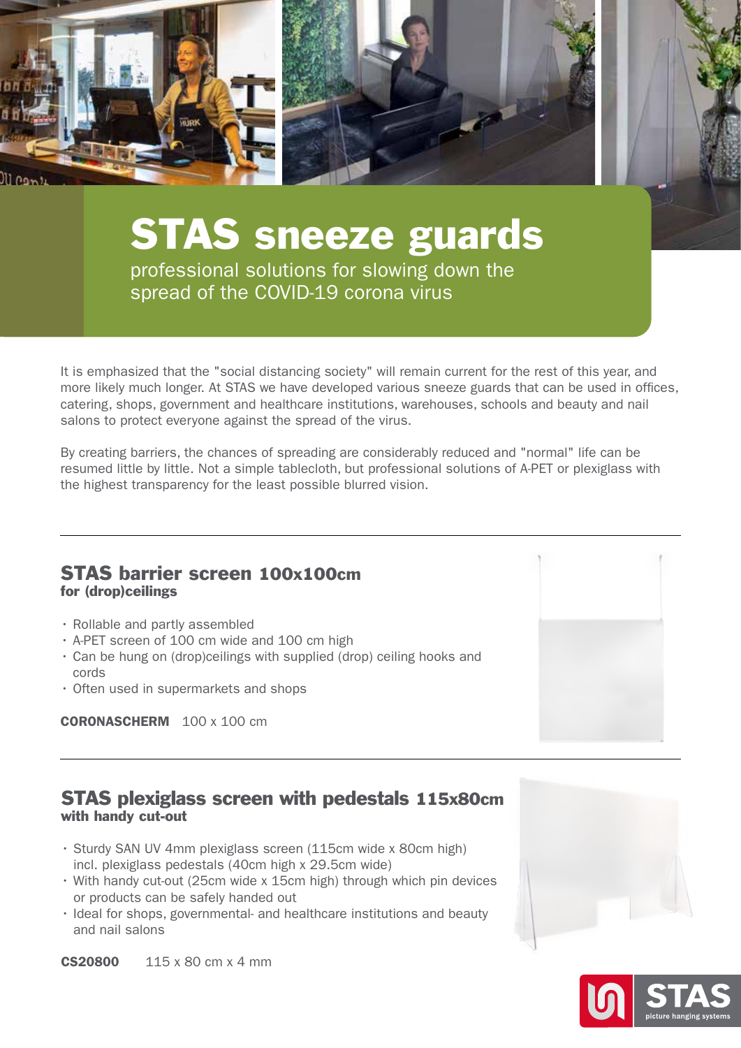# STAS sneeze guards

professional solutions for slowing down the spread of the COVID-19 corona virus

It is emphasized that the "social distancing society" will remain current for the rest of this year, and more likely much longer. At STAS we have developed various sneeze guards that can be used in offices, catering, shops, government and healthcare institutions, warehouses, schools and beauty and nail salons to protect everyone against the spread of the virus.

By creating barriers, the chances of spreading are considerably reduced and "normal" life can be resumed little by little. Not a simple tablecloth, but professional solutions of A-PET or plexiglass with the highest transparency for the least possible blurred vision.

---

## STAS barrier screen 100x100cm

**for (drop)ceilings**

- Rollable and partly assembled
- A-PET screen of 100 cm wide and 100 cm high
- Can be hung on (drop)ceilings with supplied (drop) ceiling hooks and cords
- Often used in supermarkets and shops

**CORONASCHERM** 100 x 100 cm

---

## STAS plexiglass screen with pedestals 115x80cm

**with handy cut-out**

- Sturdy SAN UV 4mm plexiglass screen (115cm wide x 80cm high) incl. plexiglass pedestals (40cm high x 29.5cm wide)
- With handy cut-out (25cm wide x 15cm high) through which pin devices or products can be safely handed out
- Ideal for shops, governmental- and healthcare institutions and beauty and nail salons

**CS20800** 115 x 80 cm x 4 mm

STAS picture hanging systems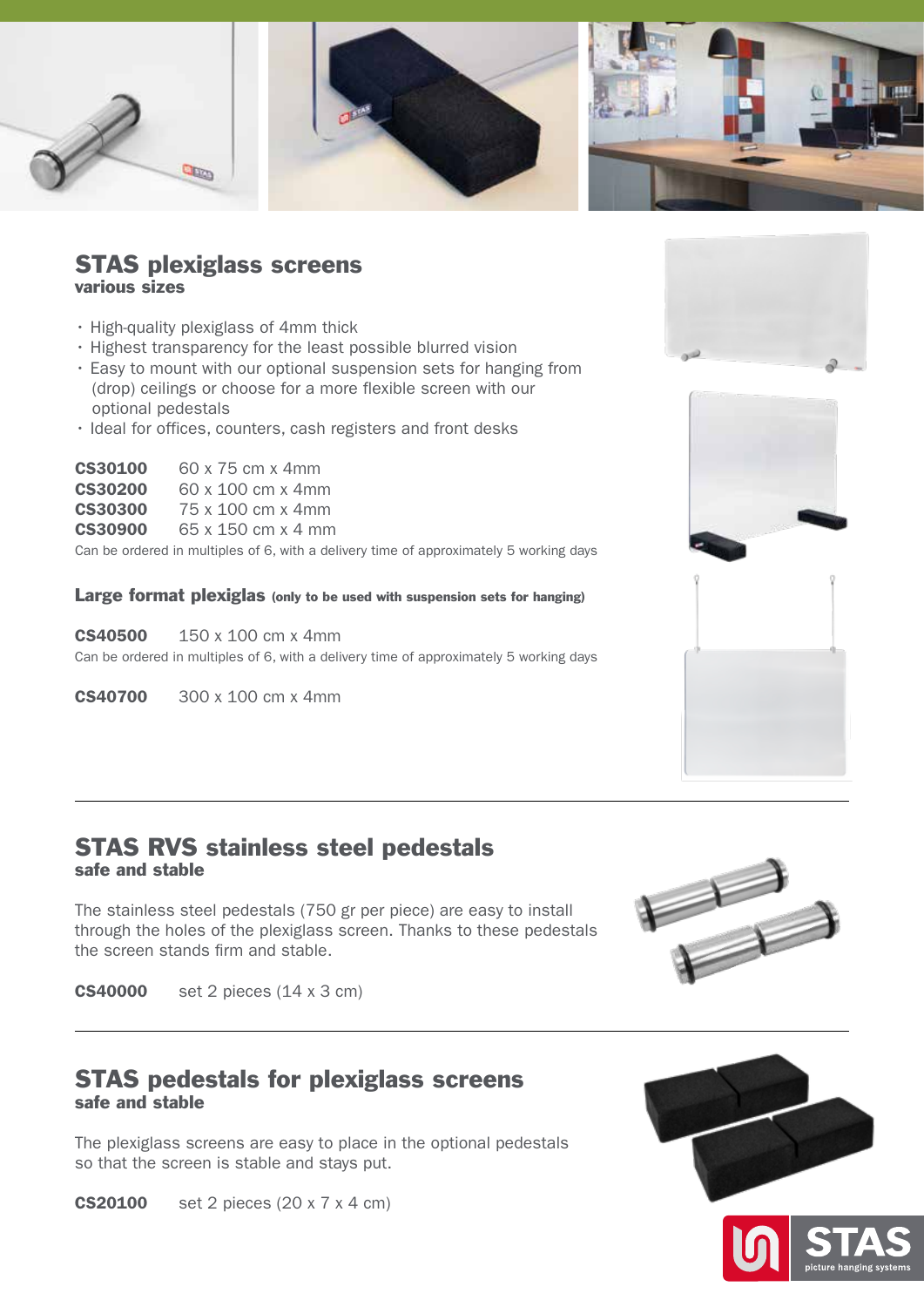## STAS plexiglass screens
### various sizes

- High-quality plexiglass of 4mm thick
- Highest transparency for the least possible blurred vision
- Easy to mount with our optional suspension sets for hanging from (drop) ceilings or choose for a more flexible screen with our optional pedestals
- Ideal for offices, counters, cash registers and front desks

| | |
|---|---|
| **CS30100** | 60 x 75 cm x 4mm |
| **CS30200** | 60 x 100 cm x 4mm |
| **CS30300** | 75 x 100 cm x 4mm |
| **CS30900** | 65 x 150 cm x 4 mm |

Can be ordered in multiples of 6, with a delivery time of approximately 5 working days

**Large format plexiglas (only to be used with suspension sets for hanging)**

**CS40500** 150 x 100 cm x 4mm

Can be ordered in multiples of 6, with a delivery time of approximately 5 working days

**CS40700** 300 x 100 cm x 4mm

## STAS RVS stainless steel pedestals
### safe and stable

The stainless steel pedestals (750 gr per piece) are easy to install through the holes of the plexiglass screen. Thanks to these pedestals the screen stands firm and stable.

**CS40000** set 2 pieces (14 x 3 cm)

## STAS pedestals for plexiglass screens
### safe and stable

The plexiglass screens are easy to place in the optional pedestals so that the screen is stable and stays put.

**CS20100** set 2 pieces (20 x 7 x 4 cm)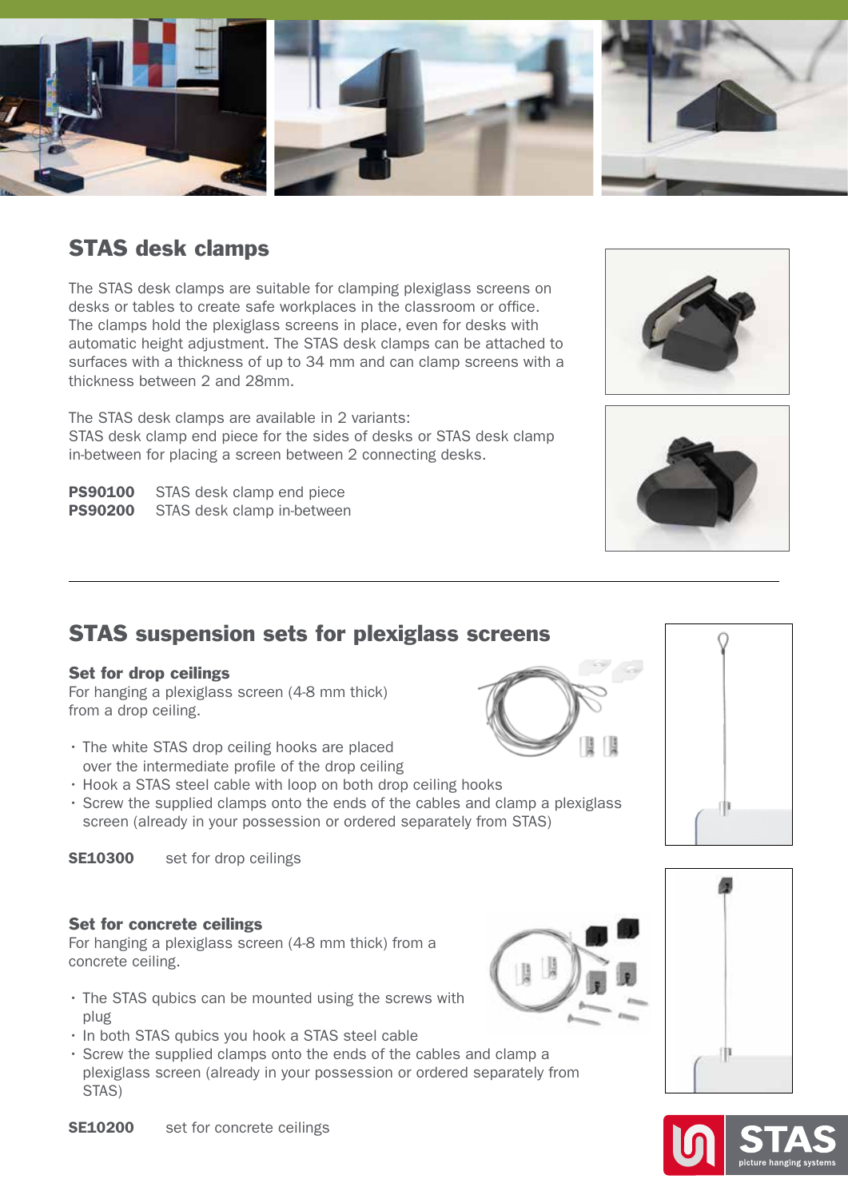## STAS desk clamps

The STAS desk clamps are suitable for clamping plexiglass screens on desks or tables to create safe workplaces in the classroom or office. The clamps hold the plexiglass screens in place, even for desks with automatic height adjustment. The STAS desk clamps can be attached to surfaces with a thickness of up to 34 mm and can clamp screens with a thickness between 2 and 28mm.

The STAS desk clamps are available in 2 variants:
STAS desk clamp end piece for the sides of desks or STAS desk clamp in-between for placing a screen between 2 connecting desks.

**PS90100** STAS desk clamp end piece
**PS90200** STAS desk clamp in-between

---

## STAS suspension sets for plexiglass screens

### Set for drop ceilings

For hanging a plexiglass screen (4-8 mm thick) from a drop ceiling.

- The white STAS drop ceiling hooks are placed over the intermediate profile of the drop ceiling
- Hook a STAS steel cable with loop on both drop ceiling hooks
- Screw the supplied clamps onto the ends of the cables and clamp a plexiglass screen (already in your possession or ordered separately from STAS)

**SE10300** set for drop ceilings

### Set for concrete ceilings

For hanging a plexiglass screen (4-8 mm thick) from a concrete ceiling.

- The STAS qubics can be mounted using the screws with plug
- In both STAS qubics you hook a STAS steel cable
- Screw the supplied clamps onto the ends of the cables and clamp a plexiglass screen (already in your possession or ordered separately from STAS)

**SE10200** set for concrete ceilings

STAS picture hanging systems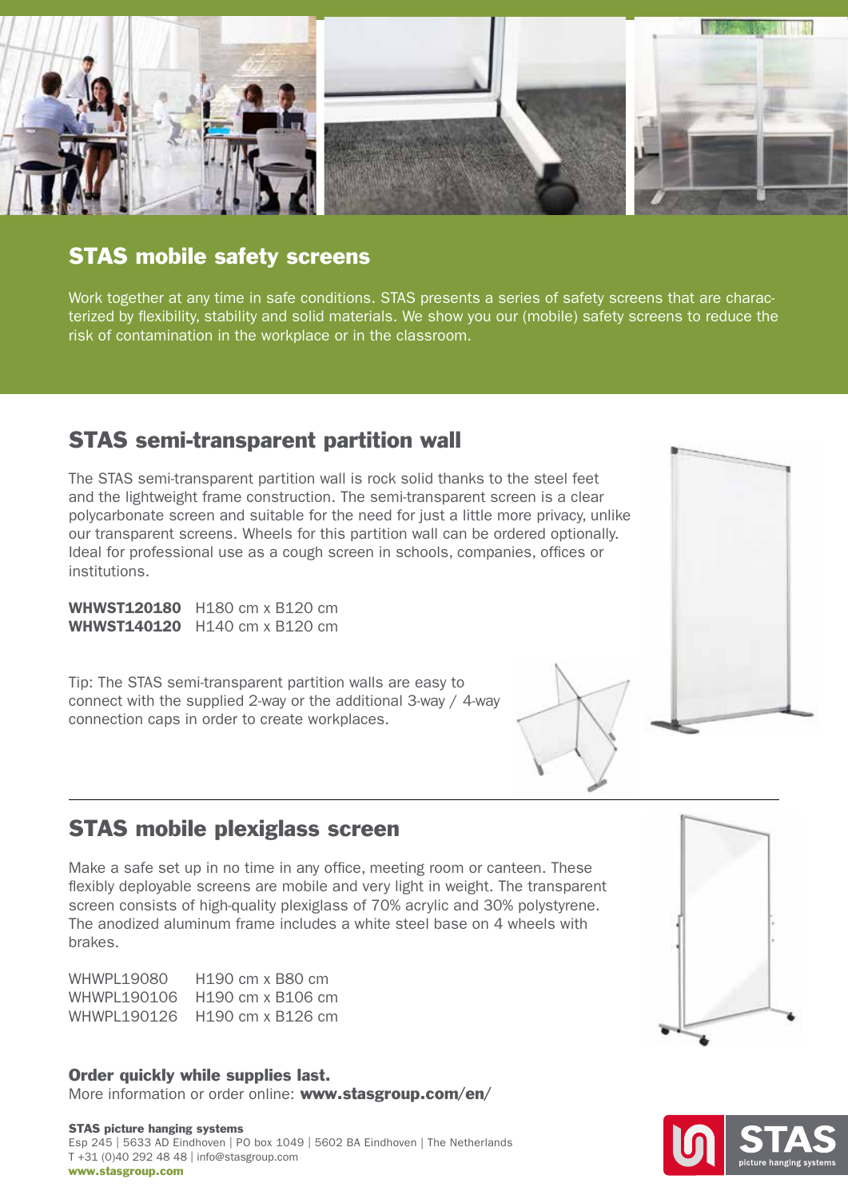## STAS mobile safety screens

Work together at any time in safe conditions. STAS presents a series of safety screens that are characterized by flexibility, stability and solid materials. We show you our (mobile) safety screens to reduce the risk of contamination in the workplace or in the classroom.

## STAS semi-transparent partition wall

The STAS semi-transparent partition wall is rock solid thanks to the steel feet and the lightweight frame construction. The semi-transparent screen is a clear polycarbonate screen and suitable for the need for just a little more privacy, unlike our transparent screens. Wheels for this partition wall can be ordered optionally. Ideal for professional use as a cough screen in schools, companies, offices or institutions.

**WHWST120180** H180 cm x B120 cm
**WHWST140120** H140 cm x B120 cm

Tip: The STAS semi-transparent partition walls are easy to connect with the supplied 2-way or the additional 3-way / 4-way connection caps in order to create workplaces.

---

## STAS mobile plexiglass screen

Make a safe set up in no time in any office, meeting room or canteen. These flexibly deployable screens are mobile and very light in weight. The transparent screen consists of high-quality plexiglass of 70% acrylic and 30% polystyrene. The anodized aluminum frame includes a white steel base on 4 wheels with brakes.

WHWPL19080 H190 cm x B80 cm
WHWPL190106 H190 cm x B106 cm
WHWPL190126 H190 cm x B126 cm

**Order quickly while supplies last.**
More information or order online: **www.stasgroup.com/en/**

**STAS picture hanging systems**
Esp 245 | 5633 AD Eindhoven | PO box 1049 | 5602 BA Eindhoven | The Netherlands
T +31 (0)40 292 48 48 | info@stasgroup.com
**www.stasgroup.com**

STAS picture hanging systems